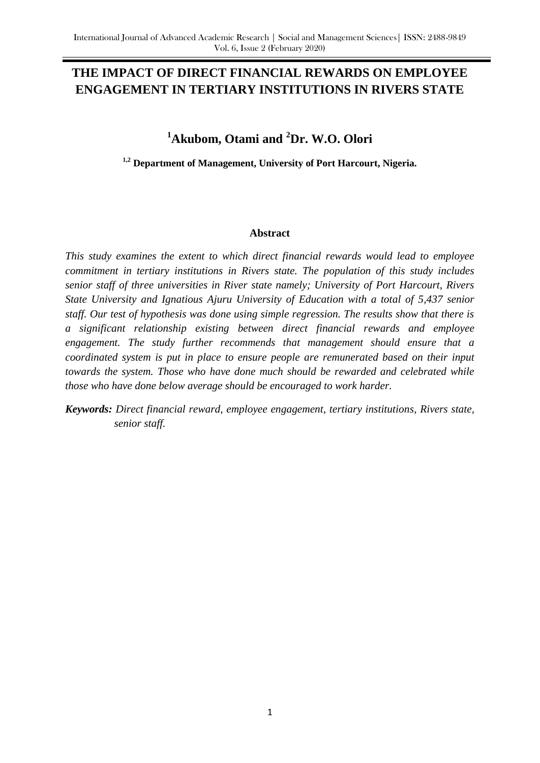# THE IMPACT OF DIRECT FINANCIAL REWARDS ON EMPLOYEE ENGAGEMENT IN TERTIARY INSTITUTIONS IN RIVERS STATE

## [1]Akubom, Otami and [2]Dr. W.O. Olori

**[1,2] Department of Management, University of Port Harcourt, Nigeria.**

### Abstract

*This study examines the extent to which direct financial rewards would lead to employee commitment in tertiary institutions in Rivers state. The population of this study includes senior staff of three universities in River state namely; University of Port Harcourt, Rivers State University and Ignatious Ajuru University of Education with a total of 5,437 senior staff. Our test of hypothesis was done using simple regression. The results show that there is a significant relationship existing between direct financial rewards and employee engagement. The study further recommends that management should ensure that a coordinated system is put in place to ensure people are remunerated based on their input towards the system. Those who have done much should be rewarded and celebrated while those who have done below average should be encouraged to work harder.*

***Keywords:*** *Direct financial reward, employee engagement, tertiary institutions, Rivers state, senior staff.*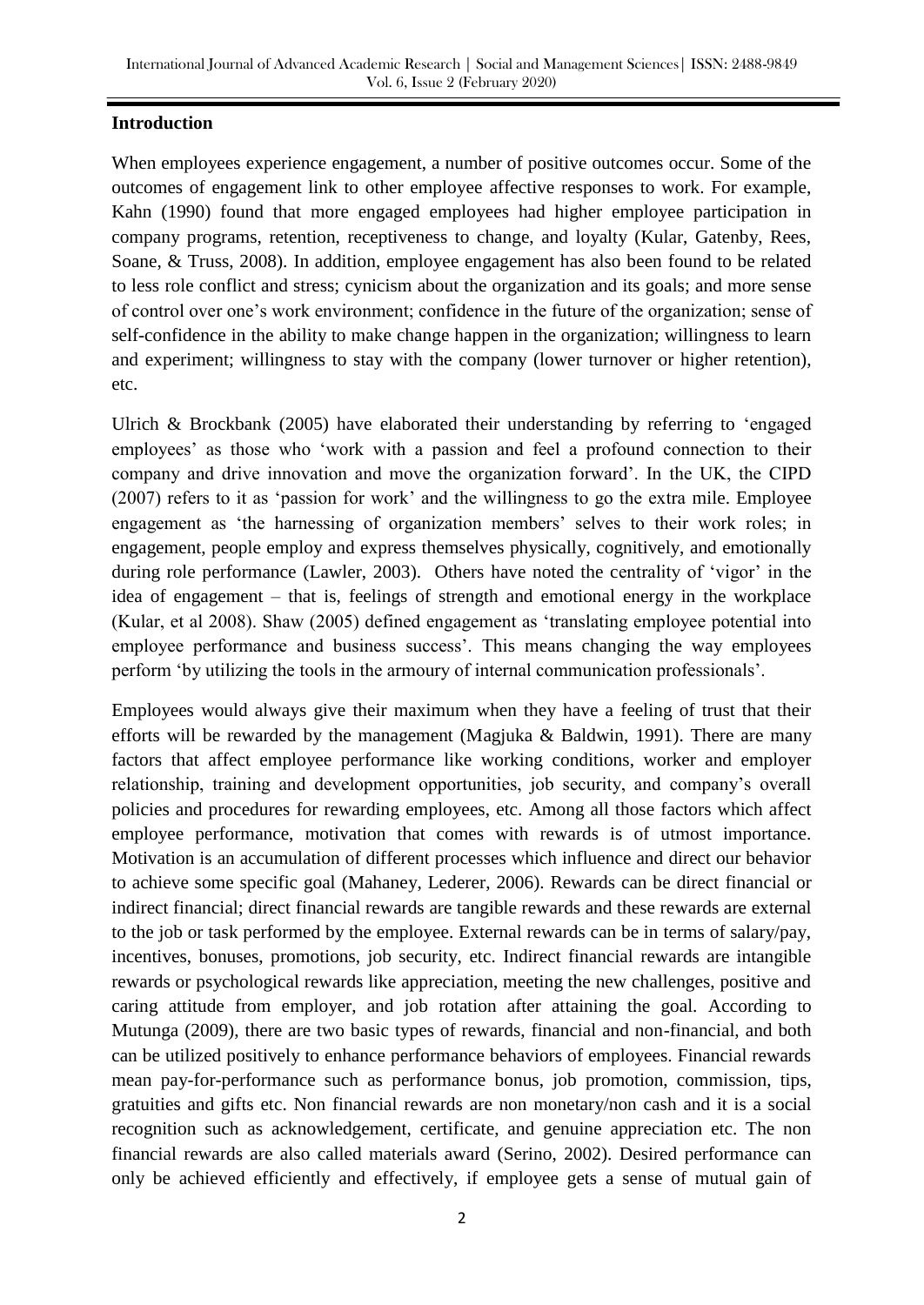## Introduction

When employees experience engagement, a number of positive outcomes occur. Some of the outcomes of engagement link to other employee affective responses to work. For example, Kahn (1990) found that more engaged employees had higher employee participation in company programs, retention, receptiveness to change, and loyalty (Kular, Gatenby, Rees, Soane, & Truss, 2008). In addition, employee engagement has also been found to be related to less role conflict and stress; cynicism about the organization and its goals; and more sense of control over one's work environment; confidence in the future of the organization; sense of self-confidence in the ability to make change happen in the organization; willingness to learn and experiment; willingness to stay with the company (lower turnover or higher retention), etc.

Ulrich & Brockbank (2005) have elaborated their understanding by referring to 'engaged employees' as those who 'work with a passion and feel a profound connection to their company and drive innovation and move the organization forward'. In the UK, the CIPD (2007) refers to it as 'passion for work' and the willingness to go the extra mile. Employee engagement as 'the harnessing of organization members' selves to their work roles; in engagement, people employ and express themselves physically, cognitively, and emotionally during role performance (Lawler, 2003). Others have noted the centrality of 'vigor' in the idea of engagement – that is, feelings of strength and emotional energy in the workplace (Kular, et al 2008). Shaw (2005) defined engagement as 'translating employee potential into employee performance and business success'. This means changing the way employees perform 'by utilizing the tools in the armoury of internal communication professionals'.

Employees would always give their maximum when they have a feeling of trust that their efforts will be rewarded by the management (Magjuka & Baldwin, 1991). There are many factors that affect employee performance like working conditions, worker and employer relationship, training and development opportunities, job security, and company's overall policies and procedures for rewarding employees, etc. Among all those factors which affect employee performance, motivation that comes with rewards is of utmost importance. Motivation is an accumulation of different processes which influence and direct our behavior to achieve some specific goal (Mahaney, Lederer, 2006). Rewards can be direct financial or indirect financial; direct financial rewards are tangible rewards and these rewards are external to the job or task performed by the employee. External rewards can be in terms of salary/pay, incentives, bonuses, promotions, job security, etc. Indirect financial rewards are intangible rewards or psychological rewards like appreciation, meeting the new challenges, positive and caring attitude from employer, and job rotation after attaining the goal. According to Mutunga (2009), there are two basic types of rewards, financial and non-financial, and both can be utilized positively to enhance performance behaviors of employees. Financial rewards mean pay-for-performance such as performance bonus, job promotion, commission, tips, gratuities and gifts etc. Non financial rewards are non monetary/non cash and it is a social recognition such as acknowledgement, certificate, and genuine appreciation etc. The non financial rewards are also called materials award (Serino, 2002). Desired performance can only be achieved efficiently and effectively, if employee gets a sense of mutual gain of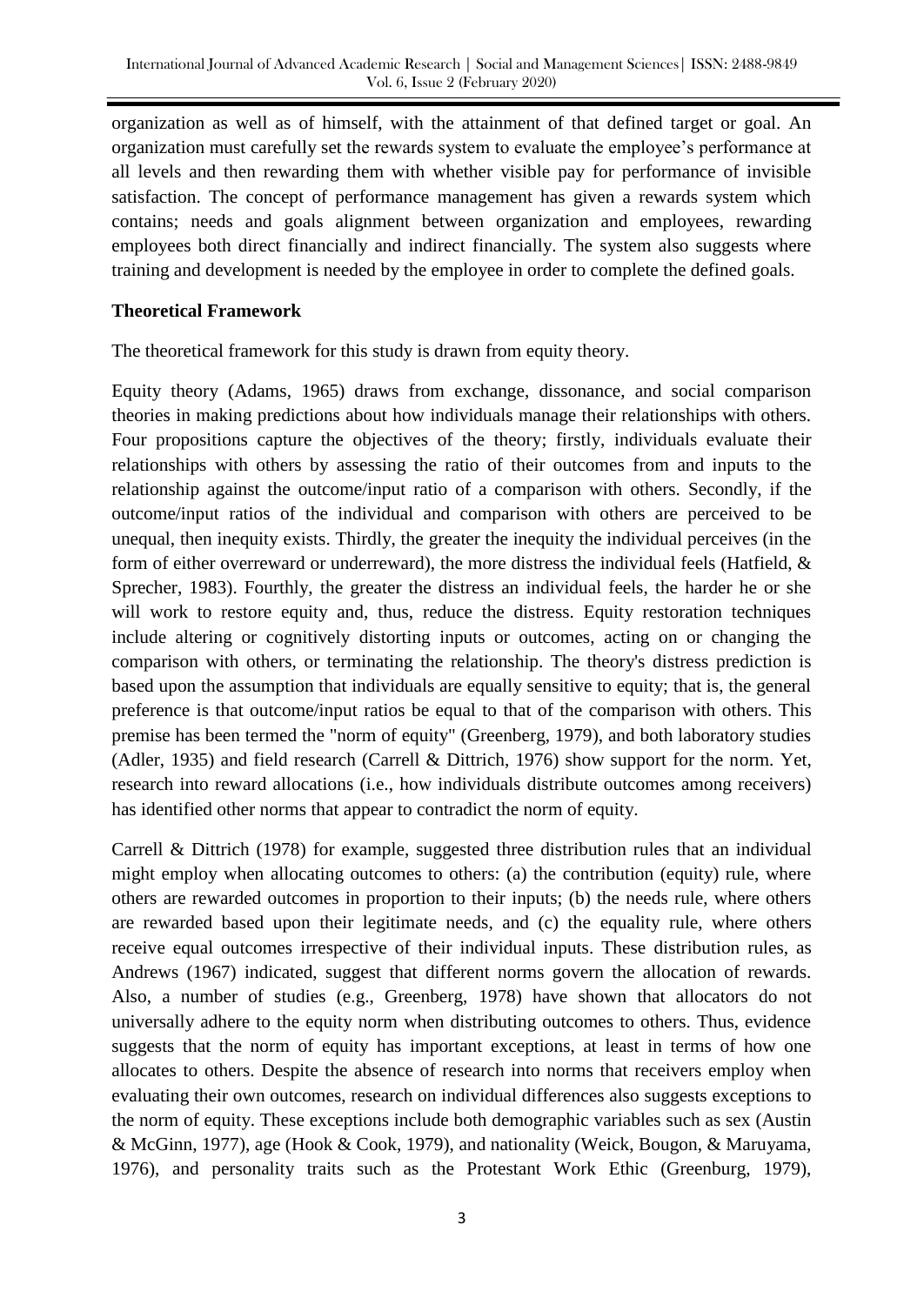organization as well as of himself, with the attainment of that defined target or goal. An organization must carefully set the rewards system to evaluate the employee's performance at all levels and then rewarding them with whether visible pay for performance of invisible satisfaction. The concept of performance management has given a rewards system which contains; needs and goals alignment between organization and employees, rewarding employees both direct financially and indirect financially. The system also suggests where training and development is needed by the employee in order to complete the defined goals.

**Theoretical Framework**

The theoretical framework for this study is drawn from equity theory.

Equity theory (Adams, 1965) draws from exchange, dissonance, and social comparison theories in making predictions about how individuals manage their relationships with others. Four propositions capture the objectives of the theory; firstly, individuals evaluate their relationships with others by assessing the ratio of their outcomes from and inputs to the relationship against the outcome/input ratio of a comparison with others. Secondly, if the outcome/input ratios of the individual and comparison with others are perceived to be unequal, then inequity exists. Thirdly, the greater the inequity the individual perceives (in the form of either overreward or underreward), the more distress the individual feels (Hatfield, & Sprecher, 1983). Fourthly, the greater the distress an individual feels, the harder he or she will work to restore equity and, thus, reduce the distress. Equity restoration techniques include altering or cognitively distorting inputs or outcomes, acting on or changing the comparison with others, or terminating the relationship. The theory's distress prediction is based upon the assumption that individuals are equally sensitive to equity; that is, the general preference is that outcome/input ratios be equal to that of the comparison with others. This premise has been termed the "norm of equity" (Greenberg, 1979), and both laboratory studies (Adler, 1935) and field research (Carrell & Dittrich, 1976) show support for the norm. Yet, research into reward allocations (i.e., how individuals distribute outcomes among receivers) has identified other norms that appear to contradict the norm of equity.

Carrell & Dittrich (1978) for example, suggested three distribution rules that an individual might employ when allocating outcomes to others: (a) the contribution (equity) rule, where others are rewarded outcomes in proportion to their inputs; (b) the needs rule, where others are rewarded based upon their legitimate needs, and (c) the equality rule, where others receive equal outcomes irrespective of their individual inputs. These distribution rules, as Andrews (1967) indicated, suggest that different norms govern the allocation of rewards. Also, a number of studies (e.g., Greenberg, 1978) have shown that allocators do not universally adhere to the equity norm when distributing outcomes to others. Thus, evidence suggests that the norm of equity has important exceptions, at least in terms of how one allocates to others. Despite the absence of research into norms that receivers employ when evaluating their own outcomes, research on individual differences also suggests exceptions to the norm of equity. These exceptions include both demographic variables such as sex (Austin & McGinn, 1977), age (Hook & Cook, 1979), and nationality (Weick, Bougon, & Maruyama, 1976), and personality traits such as the Protestant Work Ethic (Greenburg, 1979),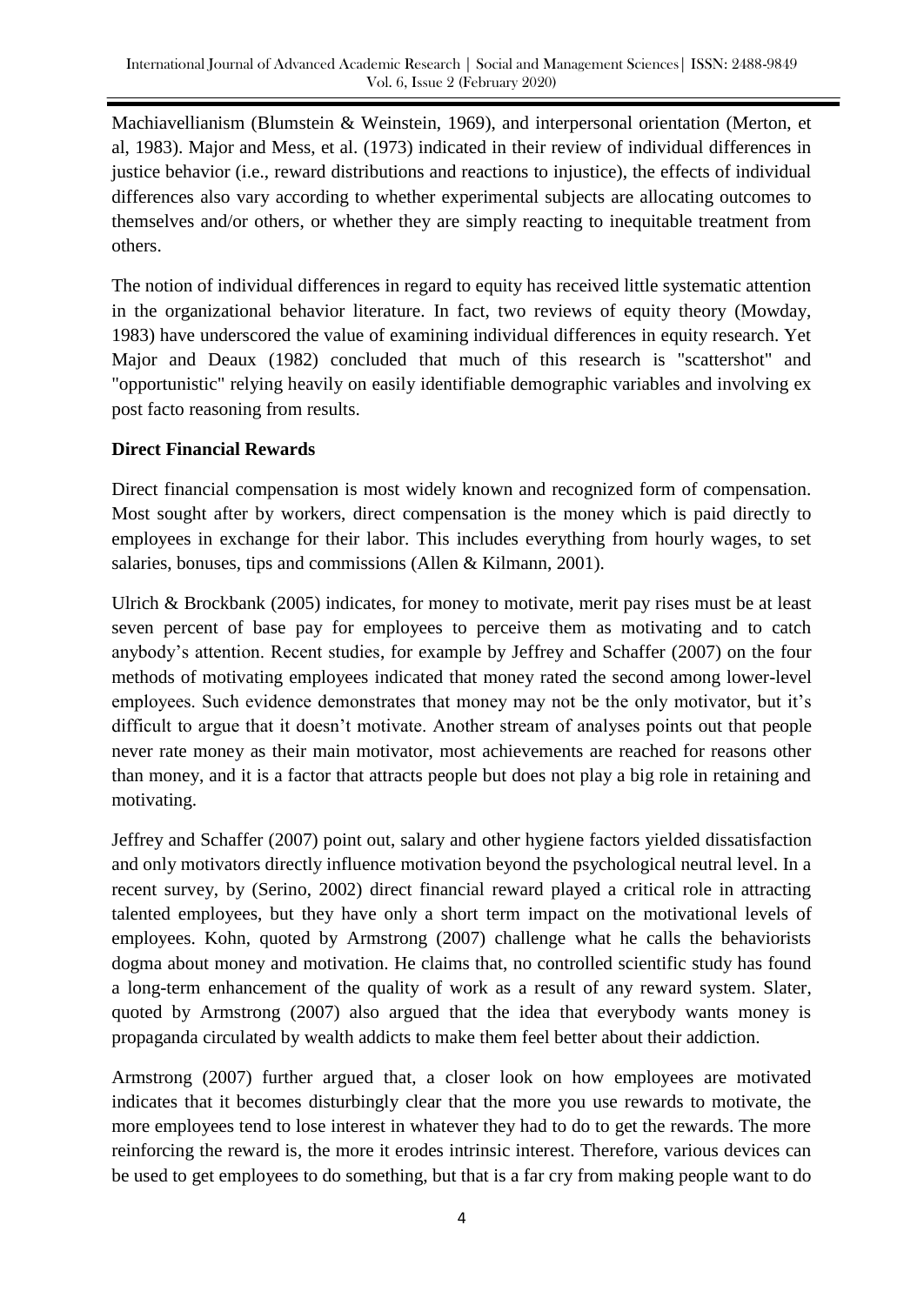Machiavellianism (Blumstein & Weinstein, 1969), and interpersonal orientation (Merton, et al, 1983). Major and Mess, et al. (1973) indicated in their review of individual differences in justice behavior (i.e., reward distributions and reactions to injustice), the effects of individual differences also vary according to whether experimental subjects are allocating outcomes to themselves and/or others, or whether they are simply reacting to inequitable treatment from others.

The notion of individual differences in regard to equity has received little systematic attention in the organizational behavior literature. In fact, two reviews of equity theory (Mowday, 1983) have underscored the value of examining individual differences in equity research. Yet Major and Deaux (1982) concluded that much of this research is "scattershot" and "opportunistic" relying heavily on easily identifiable demographic variables and involving ex post facto reasoning from results.

**Direct Financial Rewards**

Direct financial compensation is most widely known and recognized form of compensation. Most sought after by workers, direct compensation is the money which is paid directly to employees in exchange for their labor. This includes everything from hourly wages, to set salaries, bonuses, tips and commissions (Allen & Kilmann, 2001).

Ulrich & Brockbank (2005) indicates, for money to motivate, merit pay rises must be at least seven percent of base pay for employees to perceive them as motivating and to catch anybody's attention. Recent studies, for example by Jeffrey and Schaffer (2007) on the four methods of motivating employees indicated that money rated the second among lower-level employees. Such evidence demonstrates that money may not be the only motivator, but it's difficult to argue that it doesn't motivate. Another stream of analyses points out that people never rate money as their main motivator, most achievements are reached for reasons other than money, and it is a factor that attracts people but does not play a big role in retaining and motivating.

Jeffrey and Schaffer (2007) point out, salary and other hygiene factors yielded dissatisfaction and only motivators directly influence motivation beyond the psychological neutral level. In a recent survey, by (Serino, 2002) direct financial reward played a critical role in attracting talented employees, but they have only a short term impact on the motivational levels of employees. Kohn, quoted by Armstrong (2007) challenge what he calls the behaviorists dogma about money and motivation. He claims that, no controlled scientific study has found a long-term enhancement of the quality of work as a result of any reward system. Slater, quoted by Armstrong (2007) also argued that the idea that everybody wants money is propaganda circulated by wealth addicts to make them feel better about their addiction.

Armstrong (2007) further argued that, a closer look on how employees are motivated indicates that it becomes disturbingly clear that the more you use rewards to motivate, the more employees tend to lose interest in whatever they had to do to get the rewards. The more reinforcing the reward is, the more it erodes intrinsic interest. Therefore, various devices can be used to get employees to do something, but that is a far cry from making people want to do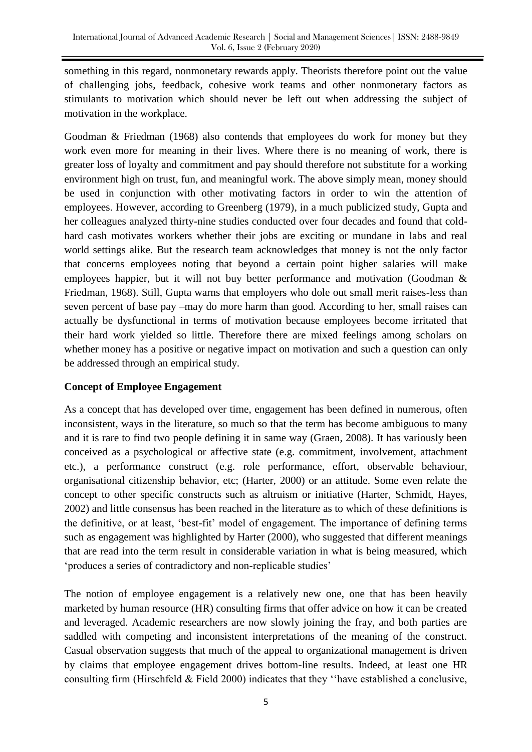something in this regard, nonmonetary rewards apply. Theorists therefore point out the value of challenging jobs, feedback, cohesive work teams and other nonmonetary factors as stimulants to motivation which should never be left out when addressing the subject of motivation in the workplace.

Goodman & Friedman (1968) also contends that employees do work for money but they work even more for meaning in their lives. Where there is no meaning of work, there is greater loss of loyalty and commitment and pay should therefore not substitute for a working environment high on trust, fun, and meaningful work. The above simply mean, money should be used in conjunction with other motivating factors in order to win the attention of employees. However, according to Greenberg (1979), in a much publicized study, Gupta and her colleagues analyzed thirty-nine studies conducted over four decades and found that cold-hard cash motivates workers whether their jobs are exciting or mundane in labs and real world settings alike. But the research team acknowledges that money is not the only factor that concerns employees noting that beyond a certain point higher salaries will make employees happier, but it will not buy better performance and motivation (Goodman & Friedman, 1968). Still, Gupta warns that employers who dole out small merit raises-less than seven percent of base pay –may do more harm than good. According to her, small raises can actually be dysfunctional in terms of motivation because employees become irritated that their hard work yielded so little. Therefore there are mixed feelings among scholars on whether money has a positive or negative impact on motivation and such a question can only be addressed through an empirical study.

**Concept of Employee Engagement**

As a concept that has developed over time, engagement has been defined in numerous, often inconsistent, ways in the literature, so much so that the term has become ambiguous to many and it is rare to find two people defining it in same way (Graen, 2008). It has variously been conceived as a psychological or affective state (e.g. commitment, involvement, attachment etc.), a performance construct (e.g. role performance, effort, observable behaviour, organisational citizenship behavior, etc; (Harter, 2000) or an attitude. Some even relate the concept to other specific constructs such as altruism or initiative (Harter, Schmidt, Hayes, 2002) and little consensus has been reached in the literature as to which of these definitions is the definitive, or at least, 'best-fit' model of engagement. The importance of defining terms such as engagement was highlighted by Harter (2000), who suggested that different meanings that are read into the term result in considerable variation in what is being measured, which 'produces a series of contradictory and non-replicable studies'

The notion of employee engagement is a relatively new one, one that has been heavily marketed by human resource (HR) consulting firms that offer advice on how it can be created and leveraged. Academic researchers are now slowly joining the fray, and both parties are saddled with competing and inconsistent interpretations of the meaning of the construct. Casual observation suggests that much of the appeal to organizational management is driven by claims that employee engagement drives bottom-line results. Indeed, at least one HR consulting firm (Hirschfeld & Field 2000) indicates that they ''have established a conclusive,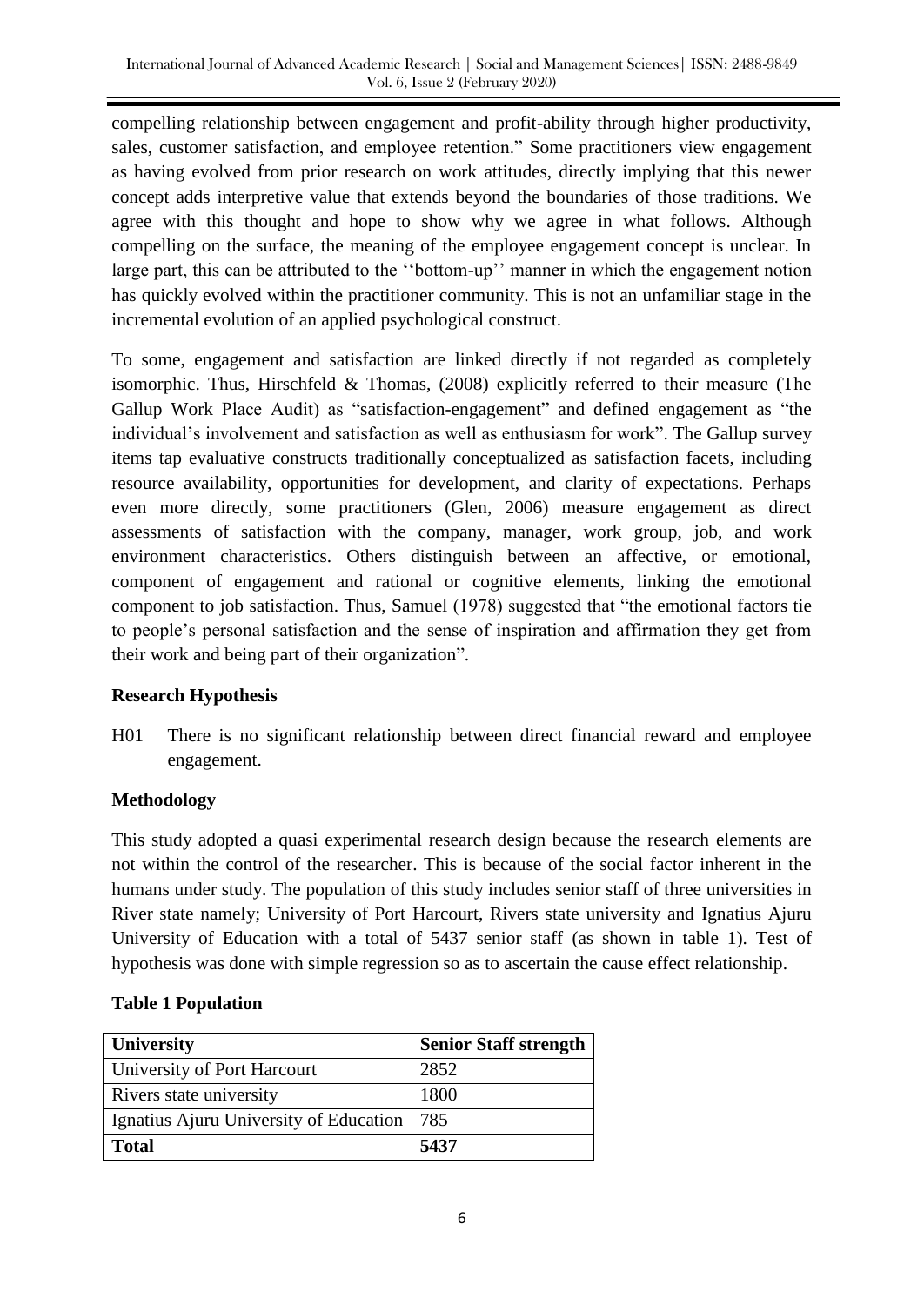compelling relationship between engagement and profit-ability through higher productivity, sales, customer satisfaction, and employee retention." Some practitioners view engagement as having evolved from prior research on work attitudes, directly implying that this newer concept adds interpretive value that extends beyond the boundaries of those traditions. We agree with this thought and hope to show why we agree in what follows. Although compelling on the surface, the meaning of the employee engagement concept is unclear. In large part, this can be attributed to the ''bottom-up'' manner in which the engagement notion has quickly evolved within the practitioner community. This is not an unfamiliar stage in the incremental evolution of an applied psychological construct.

To some, engagement and satisfaction are linked directly if not regarded as completely isomorphic. Thus, Hirschfeld & Thomas, (2008) explicitly referred to their measure (The Gallup Work Place Audit) as "satisfaction-engagement" and defined engagement as "the individual's involvement and satisfaction as well as enthusiasm for work". The Gallup survey items tap evaluative constructs traditionally conceptualized as satisfaction facets, including resource availability, opportunities for development, and clarity of expectations. Perhaps even more directly, some practitioners (Glen, 2006) measure engagement as direct assessments of satisfaction with the company, manager, work group, job, and work environment characteristics. Others distinguish between an affective, or emotional, component of engagement and rational or cognitive elements, linking the emotional component to job satisfaction. Thus, Samuel (1978) suggested that "the emotional factors tie to people's personal satisfaction and the sense of inspiration and affirmation they get from their work and being part of their organization".

## Research Hypothesis

H01 There is no significant relationship between direct financial reward and employee engagement.

## Methodology

This study adopted a quasi experimental research design because the research elements are not within the control of the researcher. This is because of the social factor inherent in the humans under study. The population of this study includes senior staff of three universities in River state namely; University of Port Harcourt, Rivers state university and Ignatius Ajuru University of Education with a total of 5437 senior staff (as shown in table 1). Test of hypothesis was done with simple regression so as to ascertain the cause effect relationship.

**Table 1 Population**

| University | Senior Staff strength |
|---|---|
| University of Port Harcourt | 2852 |
| Rivers state university | 1800 |
| Ignatius Ajuru University of Education | 785 |
| **Total** | **5437** |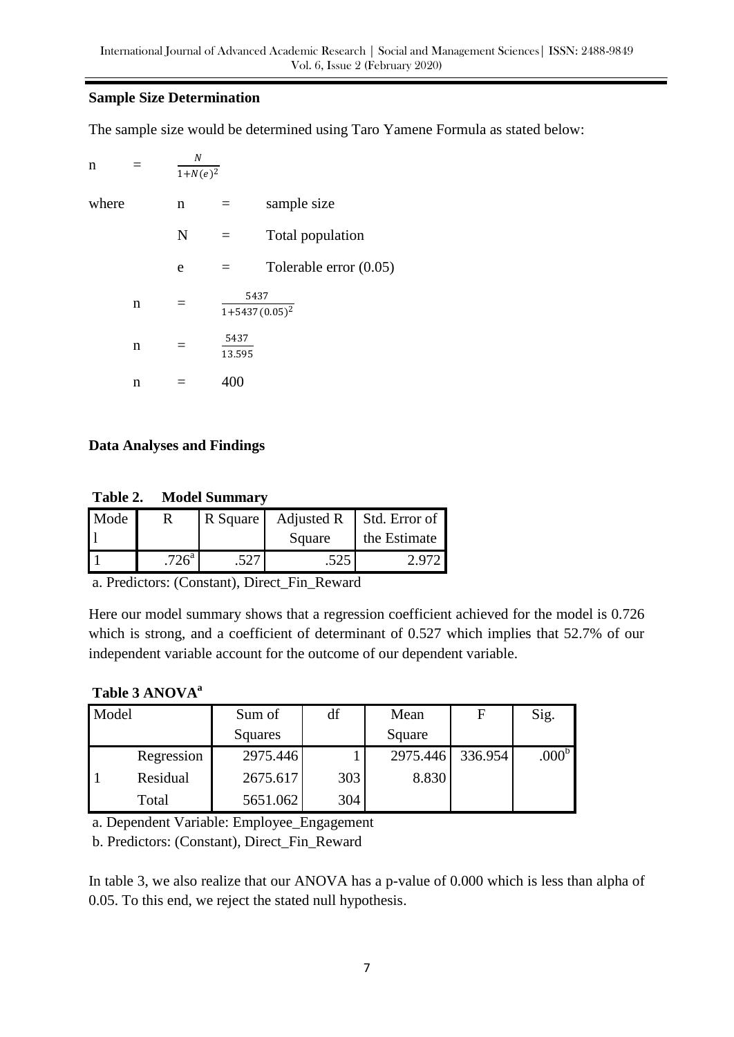**Sample Size Determination**

The sample size would be determined using Taro Yamene Formula as stated below:

$$n = \frac{N}{1+N(e)^2}$$

where

- n = sample size
- N = Total population
- e = Tolerable error (0.05)

$$n = \frac{5437}{1+5437\,(0.05)^2}$$

$$n = \frac{5437}{13.595}$$

$$n = 400$$

**Data Analyses and Findings**

**Table 2. Model Summary**

| Model | R | R Square | Adjusted R Square | Std. Error of the Estimate |
|---|---|---|---|---|
| 1 | .726[a] | .527 | .525 | 2.972 |

a. Predictors: (Constant), Direct_Fin_Reward

Here our model summary shows that a regression coefficient achieved for the model is 0.726 which is strong, and a coefficient of determinant of 0.527 which implies that 52.7% of our independent variable account for the outcome of our dependent variable.

**Table 3 ANOVA[a]**

| Model | | Sum of Squares | df | Mean Square | F | Sig. |
|---|---|---|---|---|---|---|
| 1 | Regression | 2975.446 | 1 | 2975.446 | 336.954 | .000[b] |
| | Residual | 2675.617 | 303 | 8.830 | | |
| | Total | 5651.062 | 304 | | | |

a. Dependent Variable: Employee_Engagement

b. Predictors: (Constant), Direct_Fin_Reward

In table 3, we also realize that our ANOVA has a p-value of 0.000 which is less than alpha of 0.05. To this end, we reject the stated null hypothesis.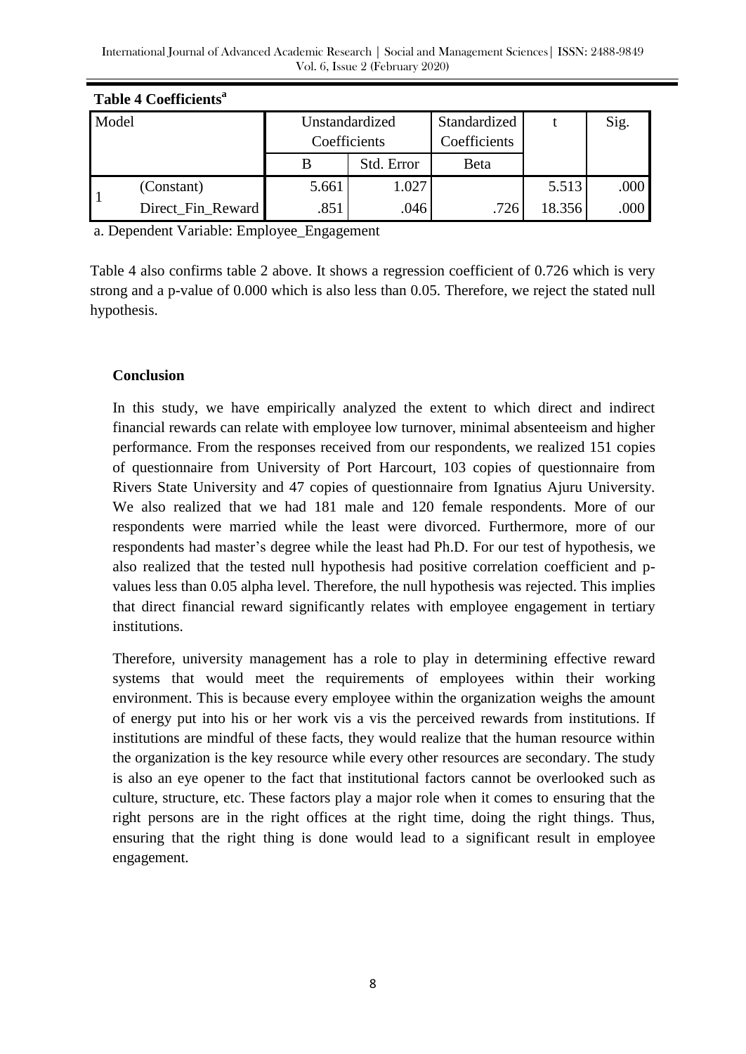**Table 4 Coefficients[a]**

| Model | | Unstandardized Coefficients | | Standardized Coefficients | t | Sig. |
|---|---|---|---|---|---|---|
| | | B | Std. Error | Beta | | |
| 1 | (Constant) | 5.661 | 1.027 | | 5.513 | .000 |
| | Direct_Fin_Reward | .851 | .046 | .726 | 18.356 | .000 |

a. Dependent Variable: Employee_Engagement

Table 4 also confirms table 2 above. It shows a regression coefficient of 0.726 which is very strong and a p-value of 0.000 which is also less than 0.05. Therefore, we reject the stated null hypothesis.

## Conclusion

In this study, we have empirically analyzed the extent to which direct and indirect financial rewards can relate with employee low turnover, minimal absenteeism and higher performance. From the responses received from our respondents, we realized 151 copies of questionnaire from University of Port Harcourt, 103 copies of questionnaire from Rivers State University and 47 copies of questionnaire from Ignatius Ajuru University. We also realized that we had 181 male and 120 female respondents. More of our respondents were married while the least were divorced. Furthermore, more of our respondents had master's degree while the least had Ph.D. For our test of hypothesis, we also realized that the tested null hypothesis had positive correlation coefficient and p-values less than 0.05 alpha level. Therefore, the null hypothesis was rejected. This implies that direct financial reward significantly relates with employee engagement in tertiary institutions.

Therefore, university management has a role to play in determining effective reward systems that would meet the requirements of employees within their working environment. This is because every employee within the organization weighs the amount of energy put into his or her work vis a vis the perceived rewards from institutions. If institutions are mindful of these facts, they would realize that the human resource within the organization is the key resource while every other resources are secondary. The study is also an eye opener to the fact that institutional factors cannot be overlooked such as culture, structure, etc. These factors play a major role when it comes to ensuring that the right persons are in the right offices at the right time, doing the right things. Thus, ensuring that the right thing is done would lead to a significant result in employee engagement.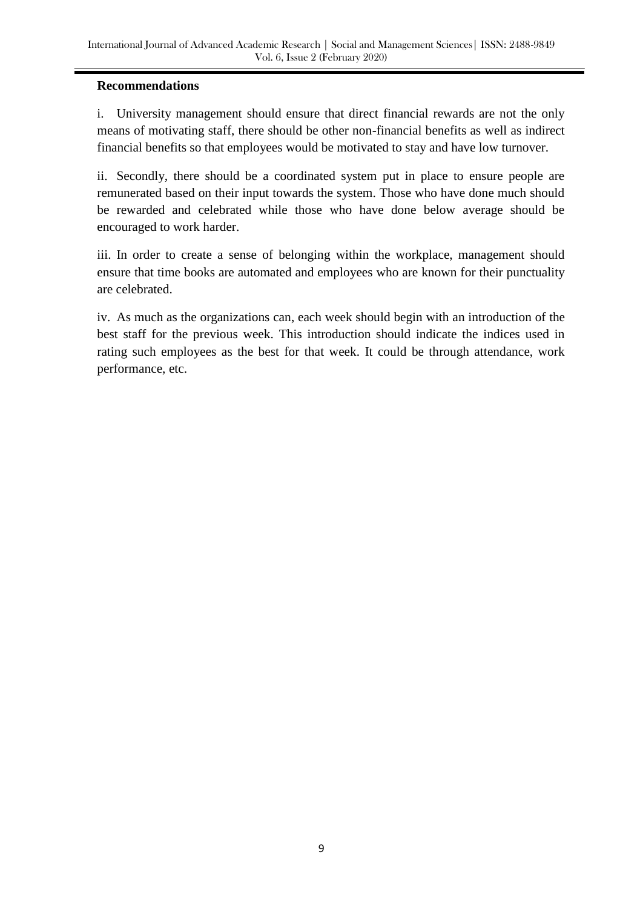## Recommendations

i. University management should ensure that direct financial rewards are not the only means of motivating staff, there should be other non-financial benefits as well as indirect financial benefits so that employees would be motivated to stay and have low turnover.

ii. Secondly, there should be a coordinated system put in place to ensure people are remunerated based on their input towards the system. Those who have done much should be rewarded and celebrated while those who have done below average should be encouraged to work harder.

iii. In order to create a sense of belonging within the workplace, management should ensure that time books are automated and employees who are known for their punctuality are celebrated.

iv. As much as the organizations can, each week should begin with an introduction of the best staff for the previous week. This introduction should indicate the indices used in rating such employees as the best for that week. It could be through attendance, work performance, etc.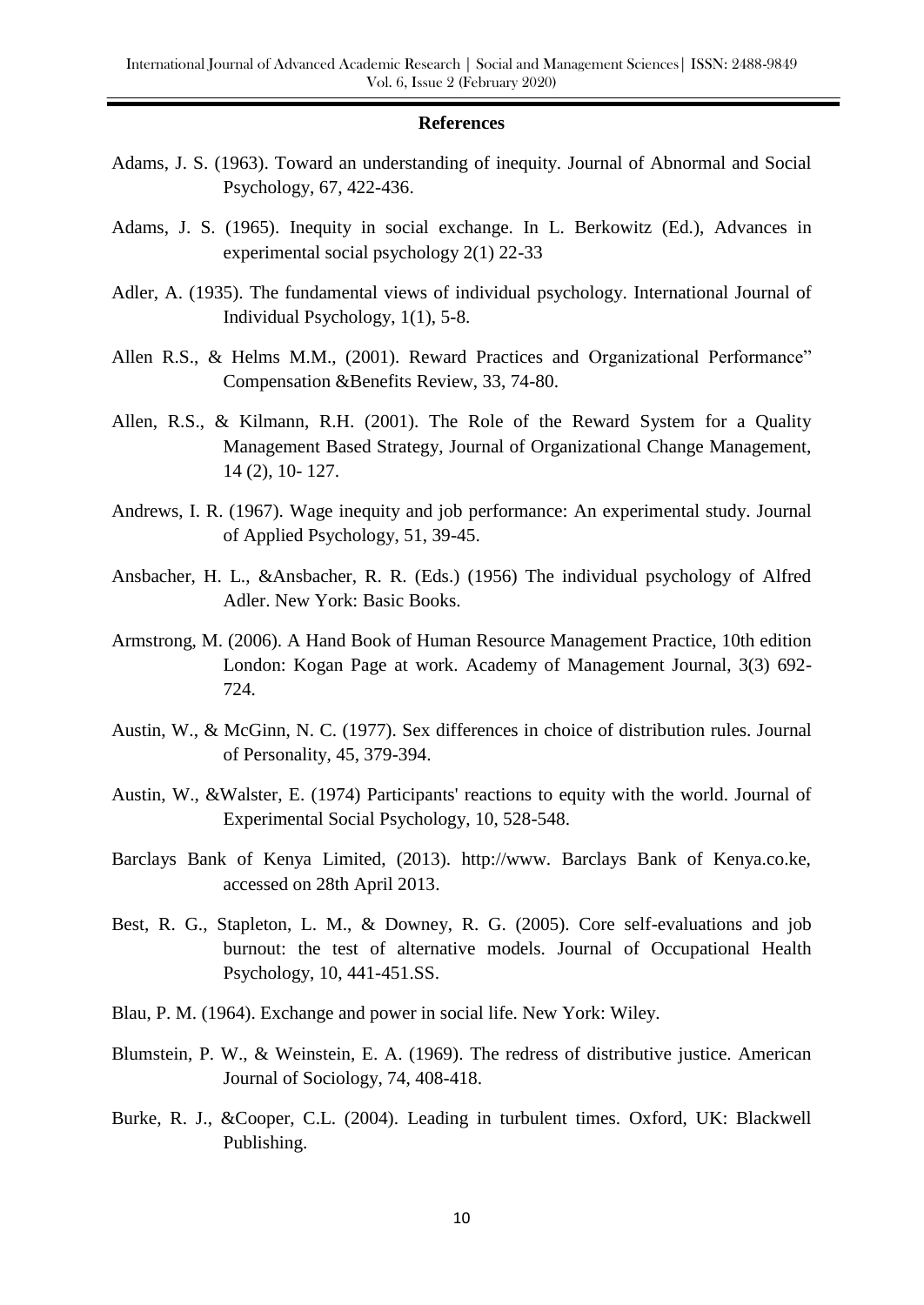## References

Adams, J. S. (1963). Toward an understanding of inequity. Journal of Abnormal and Social Psychology, 67, 422-436.

Adams, J. S. (1965). Inequity in social exchange. In L. Berkowitz (Ed.), Advances in experimental social psychology 2(1) 22-33

Adler, A. (1935). The fundamental views of individual psychology. International Journal of Individual Psychology, 1(1), 5-8.

Allen R.S., & Helms M.M., (2001). Reward Practices and Organizational Performance" Compensation &Benefits Review, 33, 74-80.

Allen, R.S., & Kilmann, R.H. (2001). The Role of the Reward System for a Quality Management Based Strategy, Journal of Organizational Change Management, 14 (2), 10- 127.

Andrews, I. R. (1967). Wage inequity and job performance: An experimental study. Journal of Applied Psychology, 51, 39-45.

Ansbacher, H. L., &Ansbacher, R. R. (Eds.) (1956) The individual psychology of Alfred Adler. New York: Basic Books.

Armstrong, M. (2006). A Hand Book of Human Resource Management Practice, 10th edition London: Kogan Page at work. Academy of Management Journal, 3(3) 692-724.

Austin, W., & McGinn, N. C. (1977). Sex differences in choice of distribution rules. Journal of Personality, 45, 379-394.

Austin, W., &Walster, E. (1974) Participants' reactions to equity with the world. Journal of Experimental Social Psychology, 10, 528-548.

Barclays Bank of Kenya Limited, (2013). http://www. Barclays Bank of Kenya.co.ke, accessed on 28th April 2013.

Best, R. G., Stapleton, L. M., & Downey, R. G. (2005). Core self-evaluations and job burnout: the test of alternative models. Journal of Occupational Health Psychology, 10, 441-451.SS.

Blau, P. M. (1964). Exchange and power in social life. New York: Wiley.

Blumstein, P. W., & Weinstein, E. A. (1969). The redress of distributive justice. American Journal of Sociology, 74, 408-418.

Burke, R. J., &Cooper, C.L. (2004). Leading in turbulent times. Oxford, UK: Blackwell Publishing.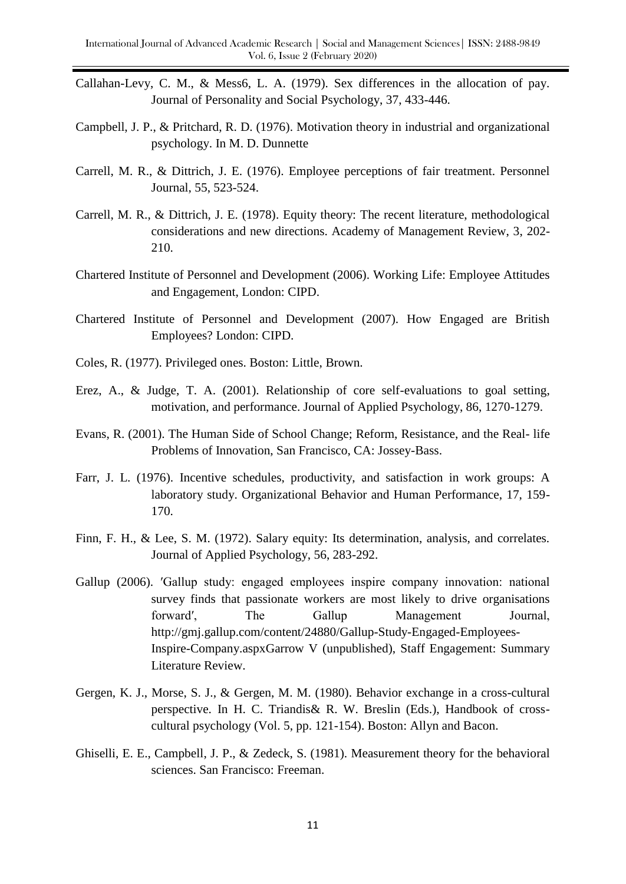Callahan-Levy, C. M., & Mess6, L. A. (1979). Sex differences in the allocation of pay. Journal of Personality and Social Psychology, 37, 433-446.

Campbell, J. P., & Pritchard, R. D. (1976). Motivation theory in industrial and organizational psychology. In M. D. Dunnette

Carrell, M. R., & Dittrich, J. E. (1976). Employee perceptions of fair treatment. Personnel Journal, 55, 523-524.

Carrell, M. R., & Dittrich, J. E. (1978). Equity theory: The recent literature, methodological considerations and new directions. Academy of Management Review, 3, 202-210.

Chartered Institute of Personnel and Development (2006). Working Life: Employee Attitudes and Engagement, London: CIPD.

Chartered Institute of Personnel and Development (2007). How Engaged are British Employees? London: CIPD.

Coles, R. (1977). Privileged ones. Boston: Little, Brown.

Erez, A., & Judge, T. A. (2001). Relationship of core self-evaluations to goal setting, motivation, and performance. Journal of Applied Psychology, 86, 1270-1279.

Evans, R. (2001). The Human Side of School Change; Reform, Resistance, and the Real- life Problems of Innovation, San Francisco, CA: Jossey-Bass.

Farr, J. L. (1976). Incentive schedules, productivity, and satisfaction in work groups: A laboratory study. Organizational Behavior and Human Performance, 17, 159-170.

Finn, F. H., & Lee, S. M. (1972). Salary equity: Its determination, analysis, and correlates. Journal of Applied Psychology, 56, 283-292.

Gallup (2006). ′Gallup study: engaged employees inspire company innovation: national survey finds that passionate workers are most likely to drive organisations forward′, The Gallup Management Journal, http://gmj.gallup.com/content/24880/Gallup-Study-Engaged-Employees-Inspire-Company.aspxGarrow V (unpublished), Staff Engagement: Summary Literature Review.

Gergen, K. J., Morse, S. J., & Gergen, M. M. (1980). Behavior exchange in a cross-cultural perspective. In H. C. Triandis& R. W. Breslin (Eds.), Handbook of cross-cultural psychology (Vol. 5, pp. 121-154). Boston: Allyn and Bacon.

Ghiselli, E. E., Campbell, J. P., & Zedeck, S. (1981). Measurement theory for the behavioral sciences. San Francisco: Freeman.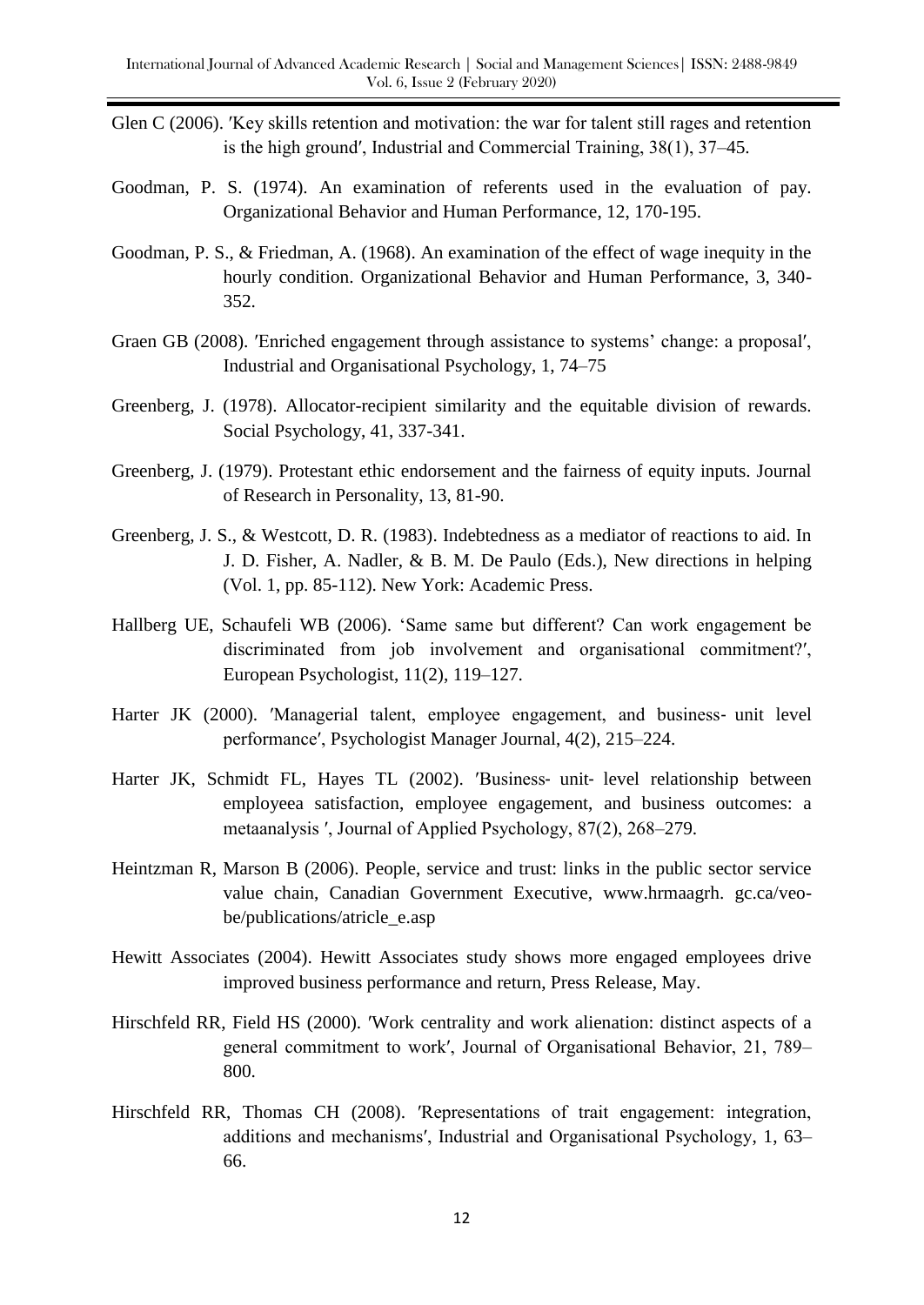Glen C (2006). ′Key skills retention and motivation: the war for talent still rages and retention is the high ground′, Industrial and Commercial Training, 38(1), 37–45.

Goodman, P. S. (1974). An examination of referents used in the evaluation of pay. Organizational Behavior and Human Performance, 12, 170-195.

Goodman, P. S., & Friedman, A. (1968). An examination of the effect of wage inequity in the hourly condition. Organizational Behavior and Human Performance, 3, 340-352.

Graen GB (2008). ′Enriched engagement through assistance to systems' change: a proposal′, Industrial and Organisational Psychology, 1, 74–75

Greenberg, J. (1978). Allocator-recipient similarity and the equitable division of rewards. Social Psychology, 41, 337-341.

Greenberg, J. (1979). Protestant ethic endorsement and the fairness of equity inputs. Journal of Research in Personality, 13, 81-90.

Greenberg, J. S., & Westcott, D. R. (1983). Indebtedness as a mediator of reactions to aid. In J. D. Fisher, A. Nadler, & B. M. De Paulo (Eds.), New directions in helping (Vol. 1, pp. 85-112). New York: Academic Press.

Hallberg UE, Schaufeli WB (2006). 'Same same but different? Can work engagement be discriminated from job involvement and organisational commitment?′, European Psychologist, 11(2), 119–127.

Harter JK (2000). ′Managerial talent, employee engagement, and business‐ unit level performance′, Psychologist Manager Journal, 4(2), 215–224.

Harter JK, Schmidt FL, Hayes TL (2002). ′Business‐ unit‐ level relationship between employeea satisfaction, employee engagement, and business outcomes: a metaanalysis ′, Journal of Applied Psychology, 87(2), 268–279.

Heintzman R, Marson B (2006). People, service and trust: links in the public sector service value chain, Canadian Government Executive, www.hrmaagrh. gc.ca/veo-be/publications/atricle_e.asp

Hewitt Associates (2004). Hewitt Associates study shows more engaged employees drive improved business performance and return, Press Release, May.

Hirschfeld RR, Field HS (2000). ′Work centrality and work alienation: distinct aspects of a general commitment to work′, Journal of Organisational Behavior, 21, 789–800.

Hirschfeld RR, Thomas CH (2008). ′Representations of trait engagement: integration, additions and mechanisms′, Industrial and Organisational Psychology, 1, 63–66.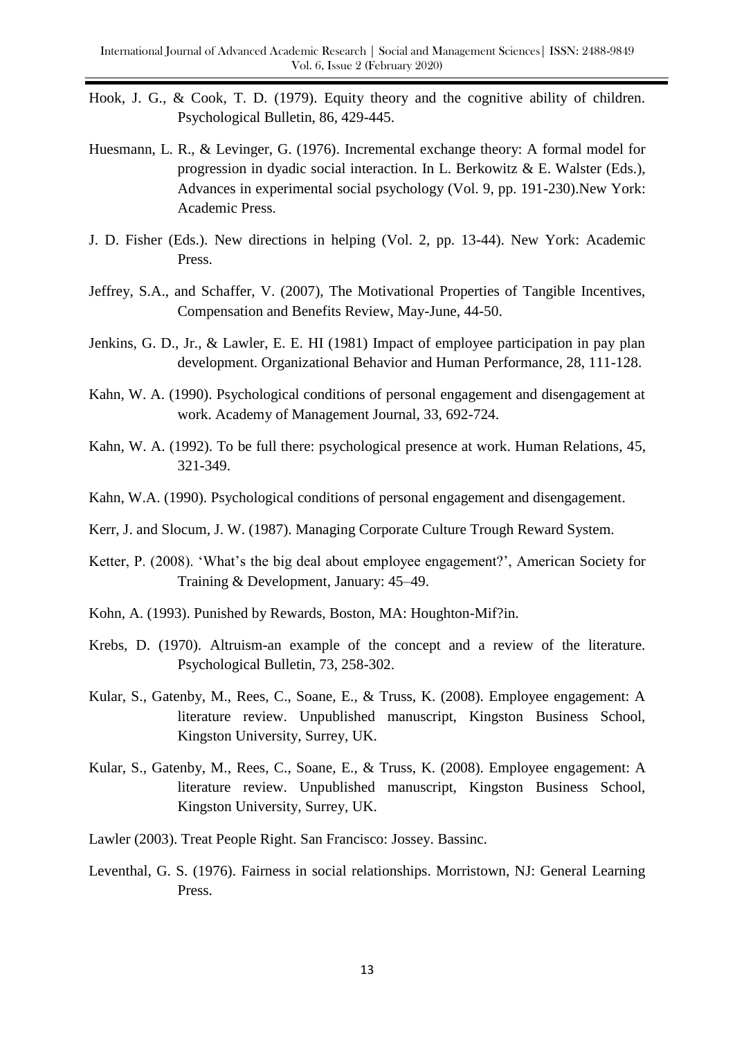Hook, J. G., & Cook, T. D. (1979). Equity theory and the cognitive ability of children. Psychological Bulletin, 86, 429-445.

Huesmann, L. R., & Levinger, G. (1976). Incremental exchange theory: A formal model for progression in dyadic social interaction. In L. Berkowitz & E. Walster (Eds.), Advances in experimental social psychology (Vol. 9, pp. 191-230).New York: Academic Press.

J. D. Fisher (Eds.). New directions in helping (Vol. 2, pp. 13-44). New York: Academic Press.

Jeffrey, S.A., and Schaffer, V. (2007), The Motivational Properties of Tangible Incentives, Compensation and Benefits Review, May-June, 44-50.

Jenkins, G. D., Jr., & Lawler, E. E. HI (1981) Impact of employee participation in pay plan development. Organizational Behavior and Human Performance, 28, 111-128.

Kahn, W. A. (1990). Psychological conditions of personal engagement and disengagement at work. Academy of Management Journal, 33, 692-724.

Kahn, W. A. (1992). To be full there: psychological presence at work. Human Relations, 45, 321-349.

Kahn, W.A. (1990). Psychological conditions of personal engagement and disengagement.

Kerr, J. and Slocum, J. W. (1987). Managing Corporate Culture Trough Reward System.

Ketter, P. (2008). 'What's the big deal about employee engagement?', American Society for Training & Development, January: 45–49.

Kohn, A. (1993). Punished by Rewards, Boston, MA: Houghton-Mif?in.

Krebs, D. (1970). Altruism-an example of the concept and a review of the literature. Psychological Bulletin, 73, 258-302.

Kular, S., Gatenby, M., Rees, C., Soane, E., & Truss, K. (2008). Employee engagement: A literature review. Unpublished manuscript, Kingston Business School, Kingston University, Surrey, UK.

Kular, S., Gatenby, M., Rees, C., Soane, E., & Truss, K. (2008). Employee engagement: A literature review. Unpublished manuscript, Kingston Business School, Kingston University, Surrey, UK.

Lawler (2003). Treat People Right. San Francisco: Jossey. Bassinc.

Leventhal, G. S. (1976). Fairness in social relationships. Morristown, NJ: General Learning Press.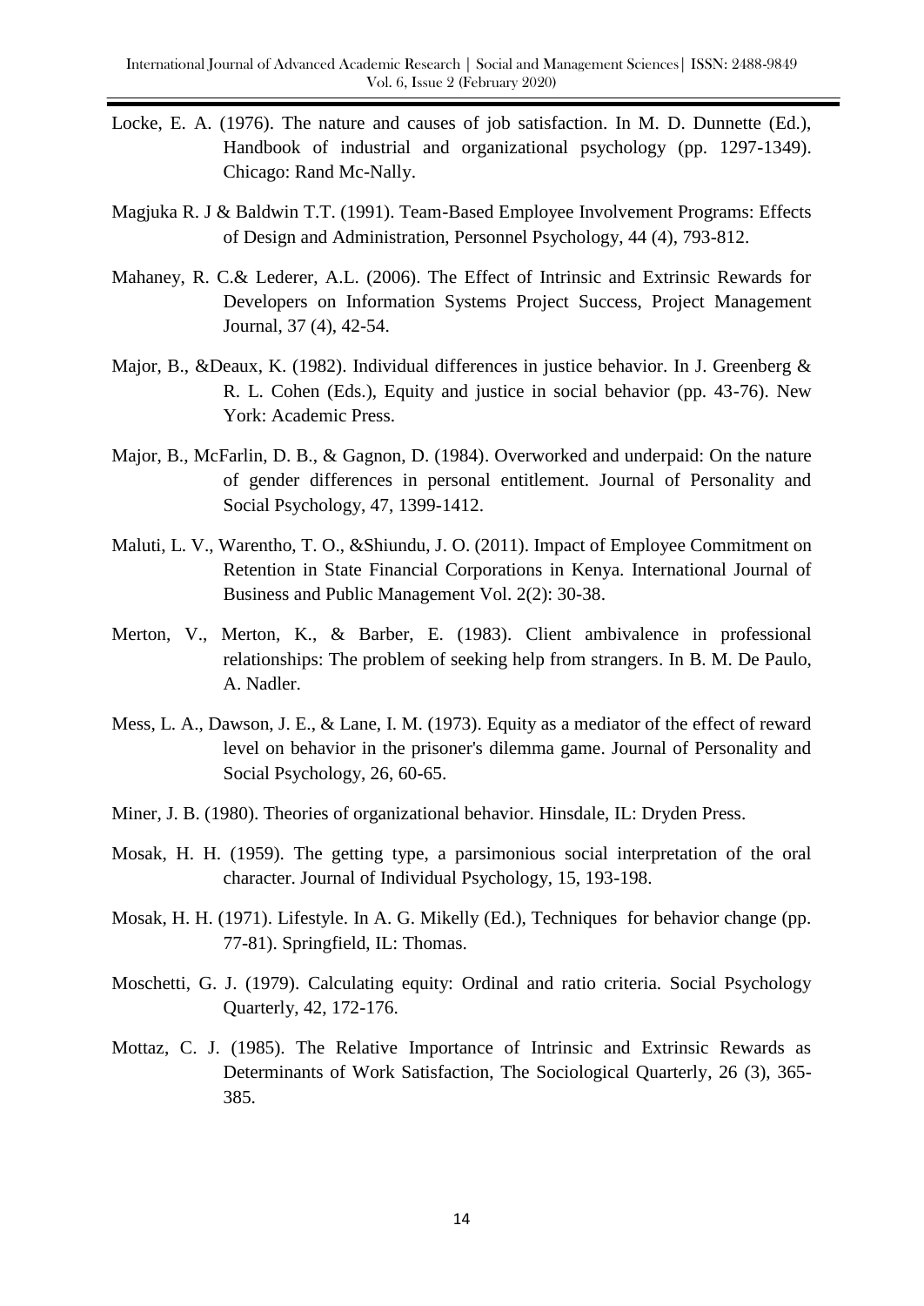Locke, E. A. (1976). The nature and causes of job satisfaction. In M. D. Dunnette (Ed.), Handbook of industrial and organizational psychology (pp. 1297-1349). Chicago: Rand Mc-Nally.

Magjuka R. J & Baldwin T.T. (1991). Team-Based Employee Involvement Programs: Effects of Design and Administration, Personnel Psychology, 44 (4), 793-812.

Mahaney, R. C.& Lederer, A.L. (2006). The Effect of Intrinsic and Extrinsic Rewards for Developers on Information Systems Project Success, Project Management Journal, 37 (4), 42-54.

Major, B., &Deaux, K. (1982). Individual differences in justice behavior. In J. Greenberg & R. L. Cohen (Eds.), Equity and justice in social behavior (pp. 43-76). New York: Academic Press.

Major, B., McFarlin, D. B., & Gagnon, D. (1984). Overworked and underpaid: On the nature of gender differences in personal entitlement. Journal of Personality and Social Psychology, 47, 1399-1412.

Maluti, L. V., Warentho, T. O., &Shiundu, J. O. (2011). Impact of Employee Commitment on Retention in State Financial Corporations in Kenya. International Journal of Business and Public Management Vol. 2(2): 30-38.

Merton, V., Merton, K., & Barber, E. (1983). Client ambivalence in professional relationships: The problem of seeking help from strangers. In B. M. De Paulo, A. Nadler.

Mess, L. A., Dawson, J. E., & Lane, I. M. (1973). Equity as a mediator of the effect of reward level on behavior in the prisoner's dilemma game. Journal of Personality and Social Psychology, 26, 60-65.

Miner, J. B. (1980). Theories of organizational behavior. Hinsdale, IL: Dryden Press.

Mosak, H. H. (1959). The getting type, a parsimonious social interpretation of the oral character. Journal of Individual Psychology, 15, 193-198.

Mosak, H. H. (1971). Lifestyle. In A. G. Mikelly (Ed.), Techniques for behavior change (pp. 77-81). Springfield, IL: Thomas.

Moschetti, G. J. (1979). Calculating equity: Ordinal and ratio criteria. Social Psychology Quarterly, 42, 172-176.

Mottaz, C. J. (1985). The Relative Importance of Intrinsic and Extrinsic Rewards as Determinants of Work Satisfaction, The Sociological Quarterly, 26 (3), 365-385.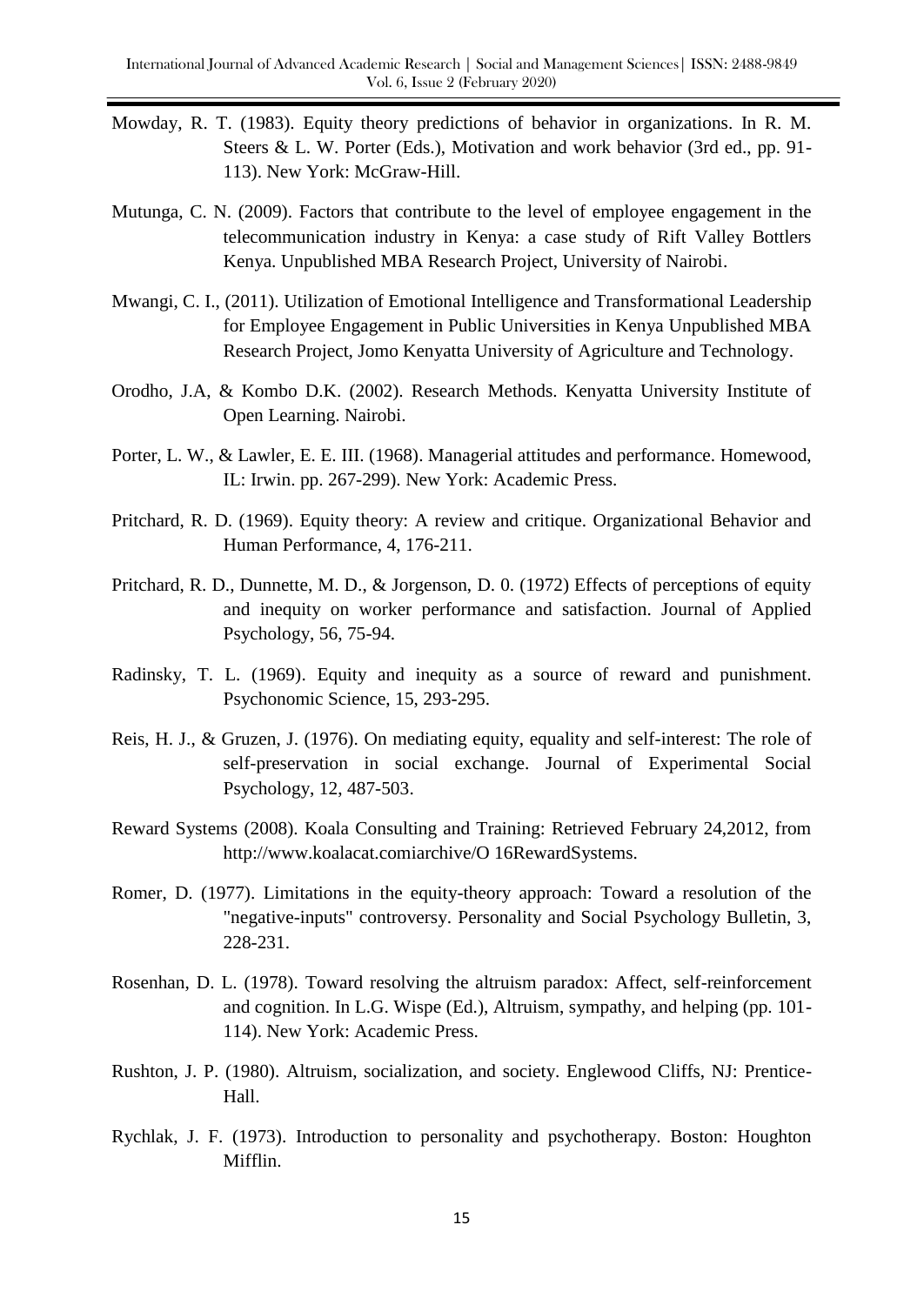Mowday, R. T. (1983). Equity theory predictions of behavior in organizations. In R. M. Steers & L. W. Porter (Eds.), Motivation and work behavior (3rd ed., pp. 91-113). New York: McGraw-Hill.

Mutunga, C. N. (2009). Factors that contribute to the level of employee engagement in the telecommunication industry in Kenya: a case study of Rift Valley Bottlers Kenya. Unpublished MBA Research Project, University of Nairobi.

Mwangi, C. I., (2011). Utilization of Emotional Intelligence and Transformational Leadership for Employee Engagement in Public Universities in Kenya Unpublished MBA Research Project, Jomo Kenyatta University of Agriculture and Technology.

Orodho, J.A, & Kombo D.K. (2002). Research Methods. Kenyatta University Institute of Open Learning. Nairobi.

Porter, L. W., & Lawler, E. E. III. (1968). Managerial attitudes and performance. Homewood, IL: Irwin. pp. 267-299). New York: Academic Press.

Pritchard, R. D. (1969). Equity theory: A review and critique. Organizational Behavior and Human Performance, 4, 176-211.

Pritchard, R. D., Dunnette, M. D., & Jorgenson, D. 0. (1972) Effects of perceptions of equity and inequity on worker performance and satisfaction. Journal of Applied Psychology, 56, 75-94.

Radinsky, T. L. (1969). Equity and inequity as a source of reward and punishment. Psychonomic Science, 15, 293-295.

Reis, H. J., & Gruzen, J. (1976). On mediating equity, equality and self-interest: The role of self-preservation in social exchange. Journal of Experimental Social Psychology, 12, 487-503.

Reward Systems (2008). Koala Consulting and Training: Retrieved February 24,2012, from http://www.koalacat.comiarchive/O 16RewardSystems.

Romer, D. (1977). Limitations in the equity-theory approach: Toward a resolution of the "negative-inputs" controversy. Personality and Social Psychology Bulletin, 3, 228-231.

Rosenhan, D. L. (1978). Toward resolving the altruism paradox: Affect, self-reinforcement and cognition. In L.G. Wispe (Ed.), Altruism, sympathy, and helping (pp. 101-114). New York: Academic Press.

Rushton, J. P. (1980). Altruism, socialization, and society. Englewood Cliffs, NJ: Prentice-Hall.

Rychlak, J. F. (1973). Introduction to personality and psychotherapy. Boston: Houghton Mifflin.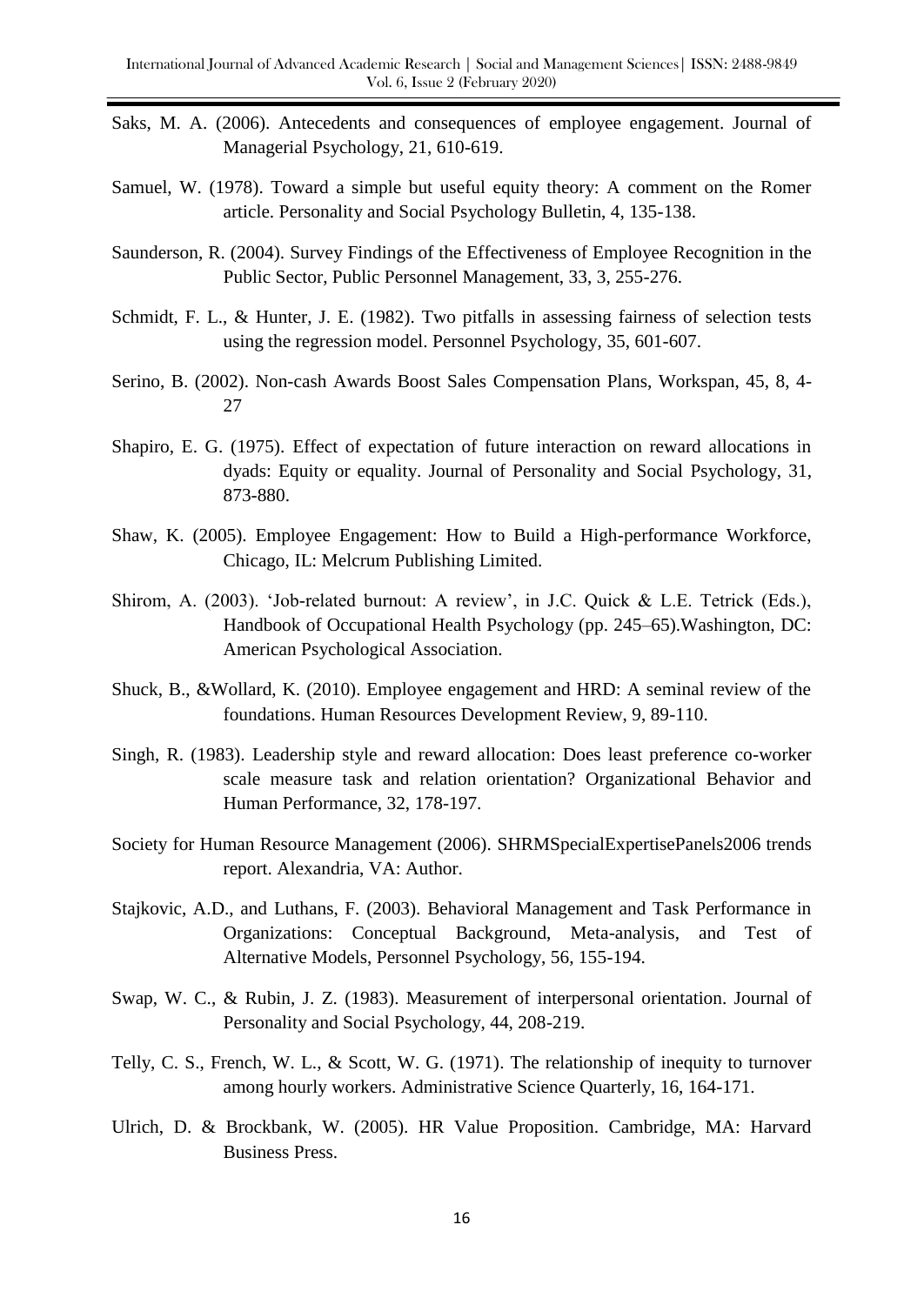Saks, M. A. (2006). Antecedents and consequences of employee engagement. Journal of Managerial Psychology, 21, 610-619.

Samuel, W. (1978). Toward a simple but useful equity theory: A comment on the Romer article. Personality and Social Psychology Bulletin, 4, 135-138.

Saunderson, R. (2004). Survey Findings of the Effectiveness of Employee Recognition in the Public Sector, Public Personnel Management, 33, 3, 255-276.

Schmidt, F. L., & Hunter, J. E. (1982). Two pitfalls in assessing fairness of selection tests using the regression model. Personnel Psychology, 35, 601-607.

Serino, B. (2002). Non-cash Awards Boost Sales Compensation Plans, Workspan, 45, 8, 4-27

Shapiro, E. G. (1975). Effect of expectation of future interaction on reward allocations in dyads: Equity or equality. Journal of Personality and Social Psychology, 31, 873-880.

Shaw, K. (2005). Employee Engagement: How to Build a High-performance Workforce, Chicago, IL: Melcrum Publishing Limited.

Shirom, A. (2003). 'Job-related burnout: A review', in J.C. Quick & L.E. Tetrick (Eds.), Handbook of Occupational Health Psychology (pp. 245–65).Washington, DC: American Psychological Association.

Shuck, B., &Wollard, K. (2010). Employee engagement and HRD: A seminal review of the foundations. Human Resources Development Review, 9, 89-110.

Singh, R. (1983). Leadership style and reward allocation: Does least preference co-worker scale measure task and relation orientation? Organizational Behavior and Human Performance, 32, 178-197.

Society for Human Resource Management (2006). SHRMSpecialExpertisePanels2006 trends report. Alexandria, VA: Author.

Stajkovic, A.D., and Luthans, F. (2003). Behavioral Management and Task Performance in Organizations: Conceptual Background, Meta-analysis, and Test of Alternative Models, Personnel Psychology, 56, 155-194.

Swap, W. C., & Rubin, J. Z. (1983). Measurement of interpersonal orientation. Journal of Personality and Social Psychology, 44, 208-219.

Telly, C. S., French, W. L., & Scott, W. G. (1971). The relationship of inequity to turnover among hourly workers. Administrative Science Quarterly, 16, 164-171.

Ulrich, D. & Brockbank, W. (2005). HR Value Proposition. Cambridge, MA: Harvard Business Press.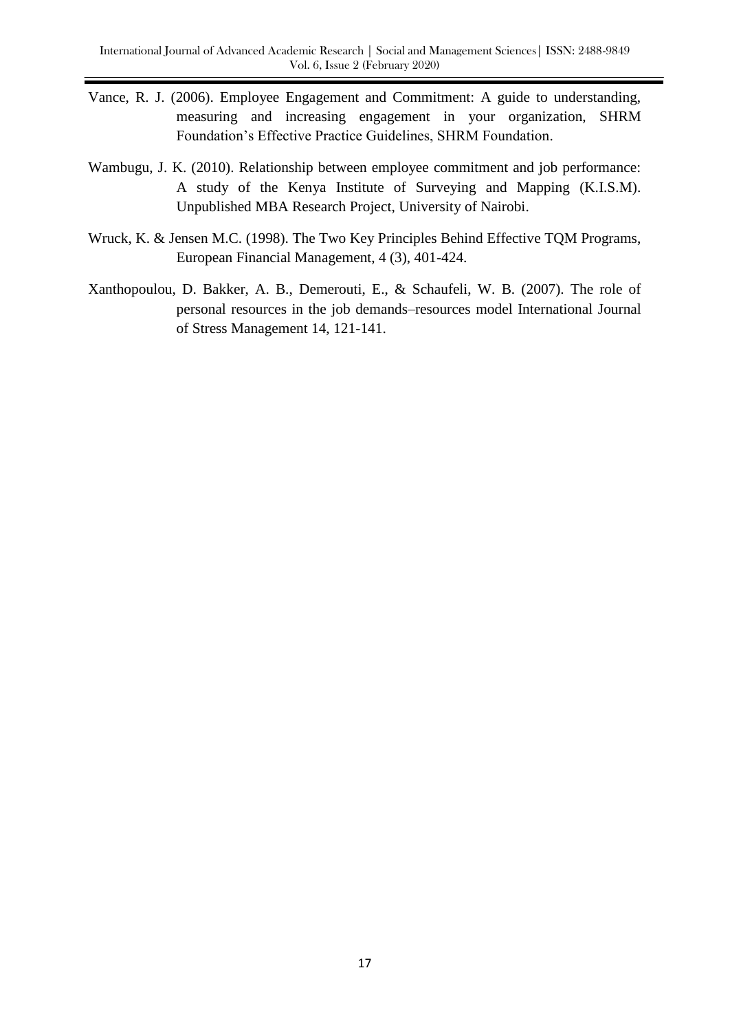Vance, R. J. (2006). Employee Engagement and Commitment: A guide to understanding, measuring and increasing engagement in your organization, SHRM Foundation's Effective Practice Guidelines, SHRM Foundation.

Wambugu, J. K. (2010). Relationship between employee commitment and job performance: A study of the Kenya Institute of Surveying and Mapping (K.I.S.M). Unpublished MBA Research Project, University of Nairobi.

Wruck, K. & Jensen M.C. (1998). The Two Key Principles Behind Effective TQM Programs, European Financial Management, 4 (3), 401-424.

Xanthopoulou, D. Bakker, A. B., Demerouti, E., & Schaufeli, W. B. (2007). The role of personal resources in the job demands–resources model International Journal of Stress Management 14, 121-141.